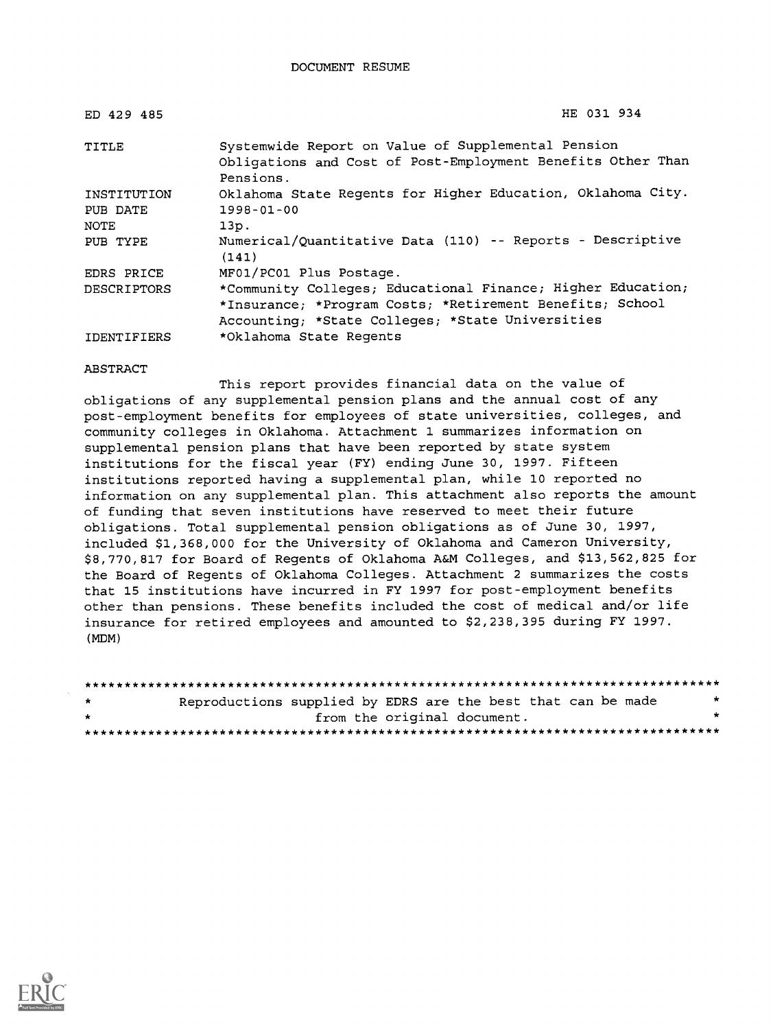# DOCUMENT RESUME

| | |
|---|---|
| ED 429 485 | HE 031 934 |
| TITLE | Systemwide Report on Value of Supplemental Pension Obligations and Cost of Post-Employment Benefits Other Than Pensions. |
| INSTITUTION | Oklahoma State Regents for Higher Education, Oklahoma City. |
| PUB DATE | 1998-01-00 |
| NOTE | 13p. |
| PUB TYPE | Numerical/Quantitative Data (110) -- Reports - Descriptive (141) |
| EDRS PRICE | MF01/PC01 Plus Postage. |
| DESCRIPTORS | *Community Colleges; Educational Finance; Higher Education; *Insurance; *Program Costs; *Retirement Benefits; School Accounting; *State Colleges; *State Universities |
| IDENTIFIERS | *Oklahoma State Regents |

ABSTRACT

This report provides financial data on the value of obligations of any supplemental pension plans and the annual cost of any post-employment benefits for employees of state universities, colleges, and community colleges in Oklahoma. Attachment 1 summarizes information on supplemental pension plans that have been reported by state system institutions for the fiscal year (FY) ending June 30, 1997. Fifteen institutions reported having a supplemental plan, while 10 reported no information on any supplemental plan. This attachment also reports the amount of funding that seven institutions have reserved to meet their future obligations. Total supplemental pension obligations as of June 30, 1997, included $1,368,000 for the University of Oklahoma and Cameron University, $8,770,817 for Board of Regents of Oklahoma A&M Colleges, and $13,562,825 for the Board of Regents of Oklahoma Colleges. Attachment 2 summarizes the costs that 15 institutions have incurred in FY 1997 for post-employment benefits other than pensions. These benefits included the cost of medical and/or life insurance for retired employees and amounted to $2,238,395 during FY 1997. (MDM)

********************************************************************************
* Reproductions supplied by EDRS are the best that can be made *
* from the original document. *
********************************************************************************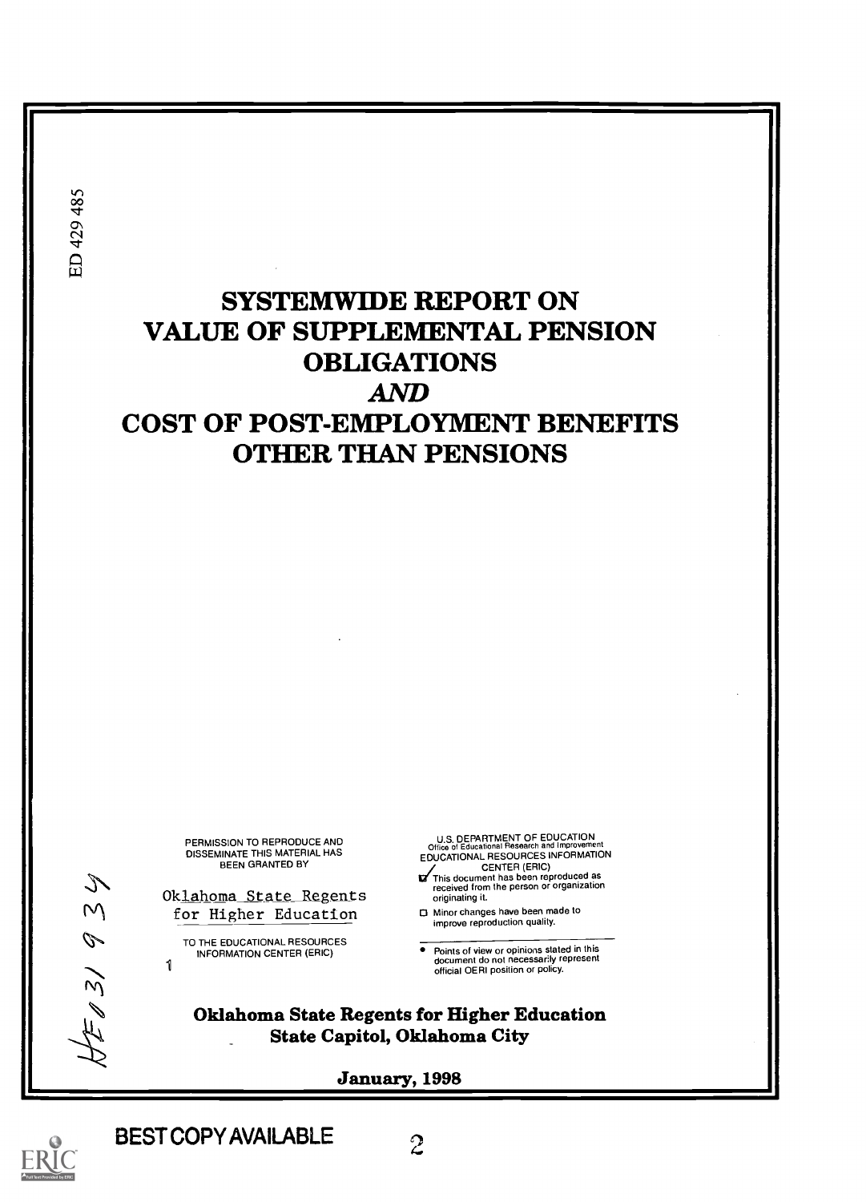ED 429 485

# SYSTEMWIDE REPORT ON VALUE OF SUPPLEMENTAL PENSION OBLIGATIONS

# *AND*

# COST OF POST-EMPLOYMENT BENEFITS OTHER THAN PENSIONS

PERMISSION TO REPRODUCE AND DISSEMINATE THIS MATERIAL HAS BEEN GRANTED BY

Oklahoma State Regents for Higher Education

TO THE EDUCATIONAL RESOURCES INFORMATION CENTER (ERIC)

U.S. DEPARTMENT OF EDUCATION
Office of Educational Research and Improvement
EDUCATIONAL RESOURCES INFORMATION CENTER (ERIC)

- [x] This document has been reproduced as received from the person or organization originating it.
- [ ] Minor changes have been made to improve reproduction quality.

- Points of view or opinions stated in this document do not necessarily represent official OERI position or policy.

HE 031 934

**Oklahoma State Regents for Higher Education**
**State Capitol, Oklahoma City**

**January, 1998**

BEST COPY AVAILABLE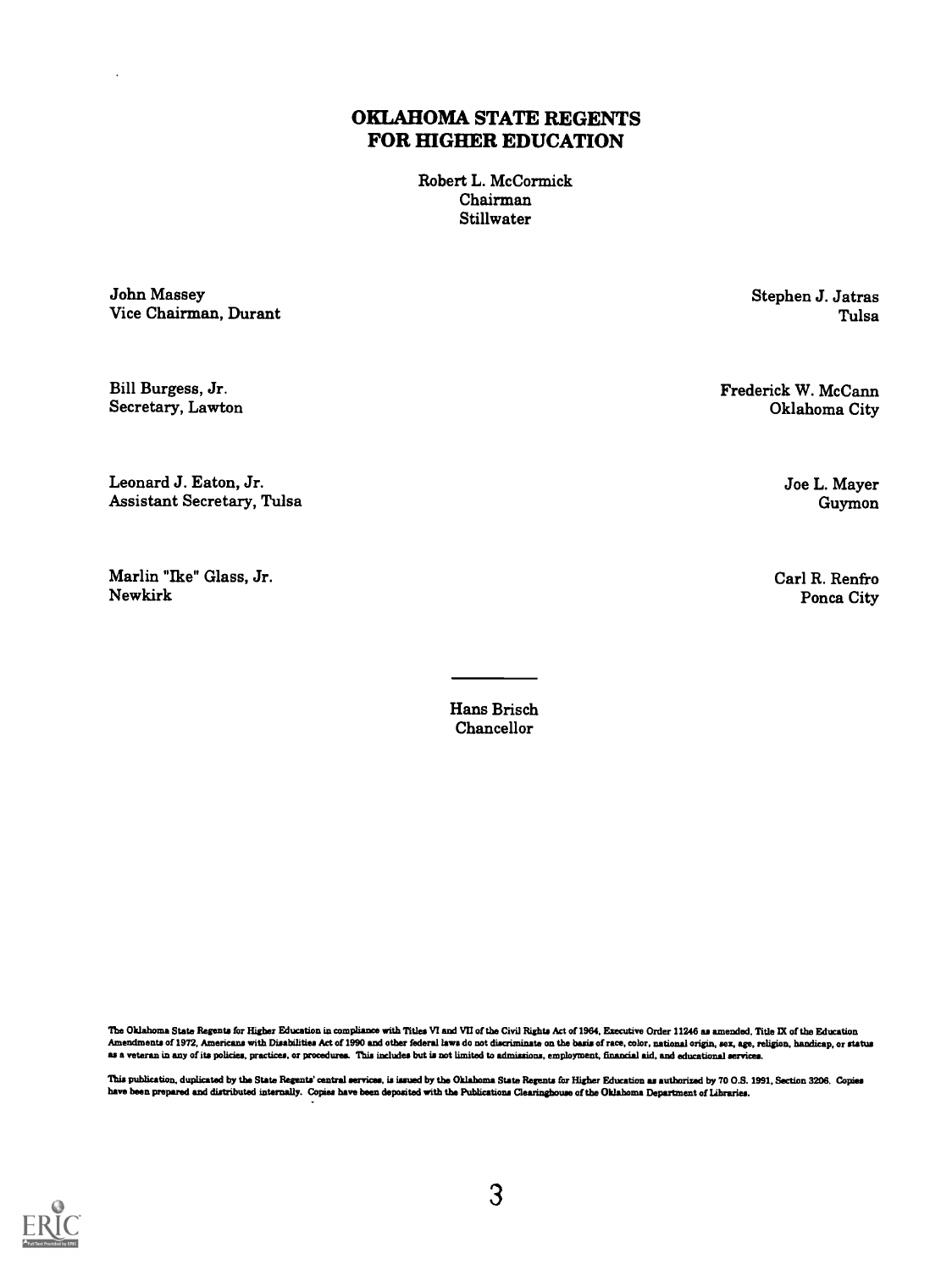# OKLAHOMA STATE REGENTS FOR HIGHER EDUCATION

Robert L. McCormick
Chairman
Stillwater

John Massey
Vice Chairman, Durant

Bill Burgess, Jr.
Secretary, Lawton

Leonard J. Eaton, Jr.
Assistant Secretary, Tulsa

Marlin "Ike" Glass, Jr.
Newkirk

Stephen J. Jatras
Tulsa

Frederick W. McCann
Oklahoma City

Joe L. Mayer
Guymon

Carl R. Renfro
Ponca City

---

Hans Brisch
Chancellor

The Oklahoma State Regents for Higher Education in compliance with Titles VI and VII of the Civil Rights Act of 1964, Executive Order 11246 as amended, Title IX of the Education Amendments of 1972, Americans with Disabilities Act of 1990 and other federal laws do not discriminate on the basis of race, color, national origin, sex, age, religion, handicap, or status as a veteran in any of its policies, practices, or procedures. This includes but is not limited to admissions, employment, financial aid, and educational services.

This publication, duplicated by the State Regents' central services, is issued by the Oklahoma State Regents for Higher Education as authorized by 70 O.S. 1991, Section 3206. Copies have been prepared and distributed internally. Copies have been deposited with the Publications Clearinghouse of the Oklahoma Department of Libraries.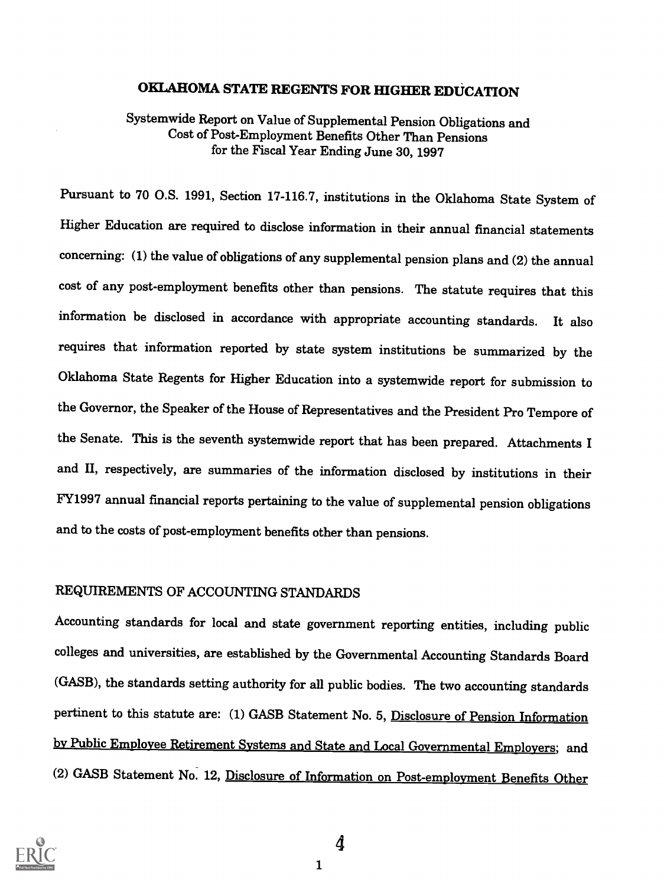# OKLAHOMA STATE REGENTS FOR HIGHER EDUCATION

Systemwide Report on Value of Supplemental Pension Obligations and Cost of Post-Employment Benefits Other Than Pensions for the Fiscal Year Ending June 30, 1997

Pursuant to 70 O.S. 1991, Section 17-116.7, institutions in the Oklahoma State System of Higher Education are required to disclose information in their annual financial statements concerning: (1) the value of obligations of any supplemental pension plans and (2) the annual cost of any post-employment benefits other than pensions. The statute requires that this information be disclosed in accordance with appropriate accounting standards. It also requires that information reported by state system institutions be summarized by the Oklahoma State Regents for Higher Education into a systemwide report for submission to the Governor, the Speaker of the House of Representatives and the President Pro Tempore of the Senate. This is the seventh systemwide report that has been prepared. Attachments I and II, respectively, are summaries of the information disclosed by institutions in their FY1997 annual financial reports pertaining to the value of supplemental pension obligations and to the costs of post-employment benefits other than pensions.

## REQUIREMENTS OF ACCOUNTING STANDARDS

Accounting standards for local and state government reporting entities, including public colleges and universities, are established by the Governmental Accounting Standards Board (GASB), the standards setting authority for all public bodies. The two accounting standards pertinent to this statute are: (1) GASB Statement No. 5, Disclosure of Pension Information by Public Employee Retirement Systems and State and Local Governmental Employers; and (2) GASB Statement No. 12, Disclosure of Information on Post-employment Benefits Other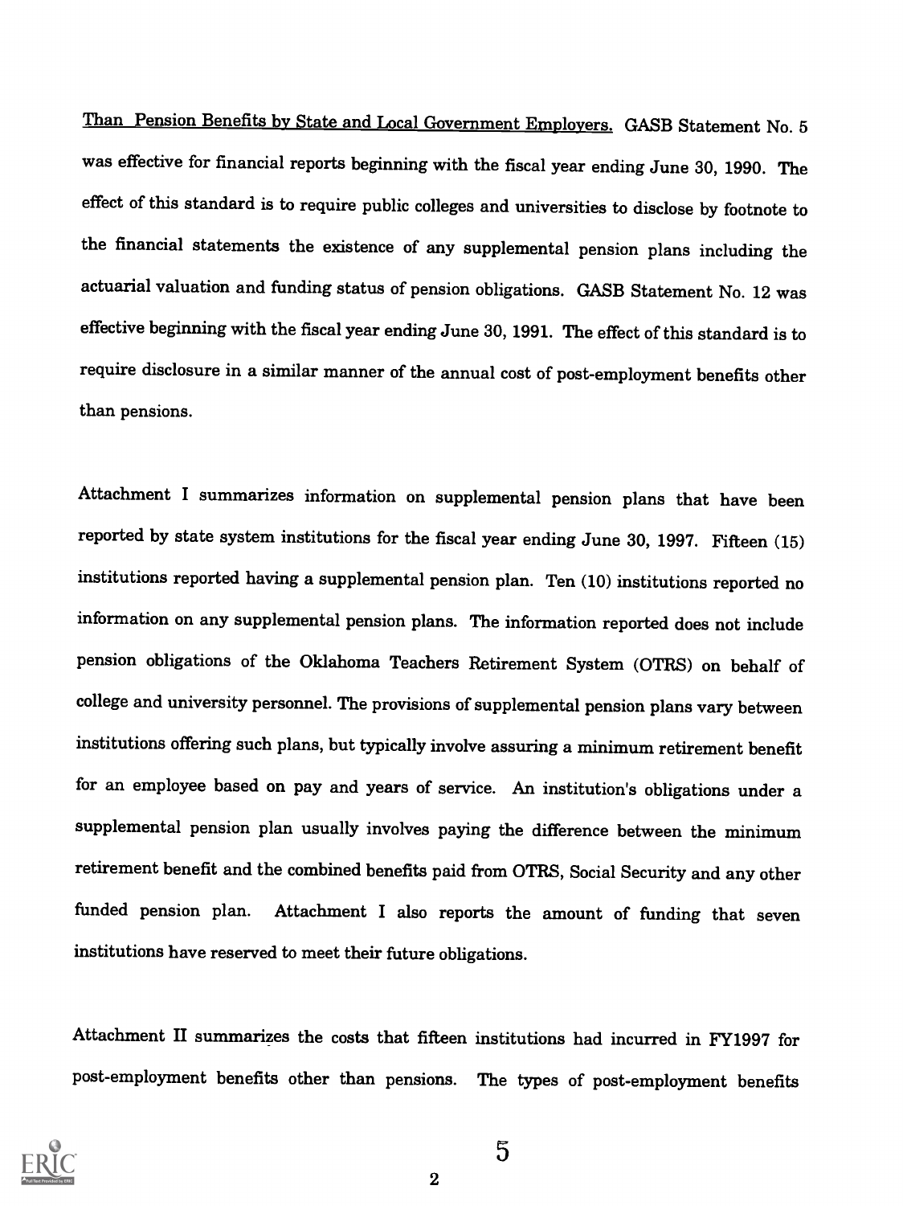Than Pension Benefits by State and Local Government Employers. GASB Statement No. 5 was effective for financial reports beginning with the fiscal year ending June 30, 1990. The effect of this standard is to require public colleges and universities to disclose by footnote to the financial statements the existence of any supplemental pension plans including the actuarial valuation and funding status of pension obligations. GASB Statement No. 12 was effective beginning with the fiscal year ending June 30, 1991. The effect of this standard is to require disclosure in a similar manner of the annual cost of post-employment benefits other than pensions.

Attachment I summarizes information on supplemental pension plans that have been reported by state system institutions for the fiscal year ending June 30, 1997. Fifteen (15) institutions reported having a supplemental pension plan. Ten (10) institutions reported no information on any supplemental pension plans. The information reported does not include pension obligations of the Oklahoma Teachers Retirement System (OTRS) on behalf of college and university personnel. The provisions of supplemental pension plans vary between institutions offering such plans, but typically involve assuring a minimum retirement benefit for an employee based on pay and years of service. An institution's obligations under a supplemental pension plan usually involves paying the difference between the minimum retirement benefit and the combined benefits paid from OTRS, Social Security and any other funded pension plan. Attachment I also reports the amount of funding that seven institutions have reserved to meet their future obligations.

Attachment II summarizes the costs that fifteen institutions had incurred in FY1997 for post-employment benefits other than pensions. The types of post-employment benefits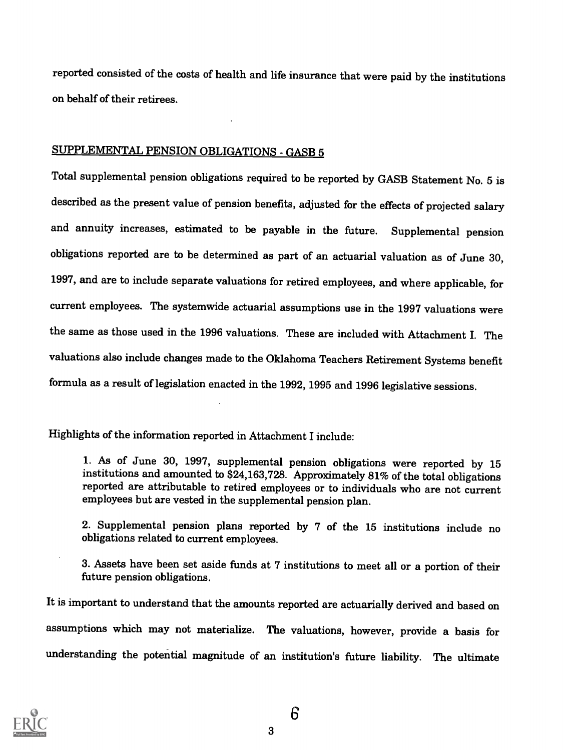reported consisted of the costs of health and life insurance that were paid by the institutions on behalf of their retirees.

## SUPPLEMENTAL PENSION OBLIGATIONS - GASB 5

Total supplemental pension obligations required to be reported by GASB Statement No. 5 is described as the present value of pension benefits, adjusted for the effects of projected salary and annuity increases, estimated to be payable in the future. Supplemental pension obligations reported are to be determined as part of an actuarial valuation as of June 30, 1997, and are to include separate valuations for retired employees, and where applicable, for current employees. The systemwide actuarial assumptions use in the 1997 valuations were the same as those used in the 1996 valuations. These are included with Attachment I. The valuations also include changes made to the Oklahoma Teachers Retirement Systems benefit formula as a result of legislation enacted in the 1992, 1995 and 1996 legislative sessions.

Highlights of the information reported in Attachment I include:

1. As of June 30, 1997, supplemental pension obligations were reported by 15 institutions and amounted to $24,163,728. Approximately 81% of the total obligations reported are attributable to retired employees or to individuals who are not current employees but are vested in the supplemental pension plan.

2. Supplemental pension plans reported by 7 of the 15 institutions include no obligations related to current employees.

3. Assets have been set aside funds at 7 institutions to meet all or a portion of their future pension obligations.

It is important to understand that the amounts reported are actuarially derived and based on assumptions which may not materialize. The valuations, however, provide a basis for understanding the potential magnitude of an institution's future liability. The ultimate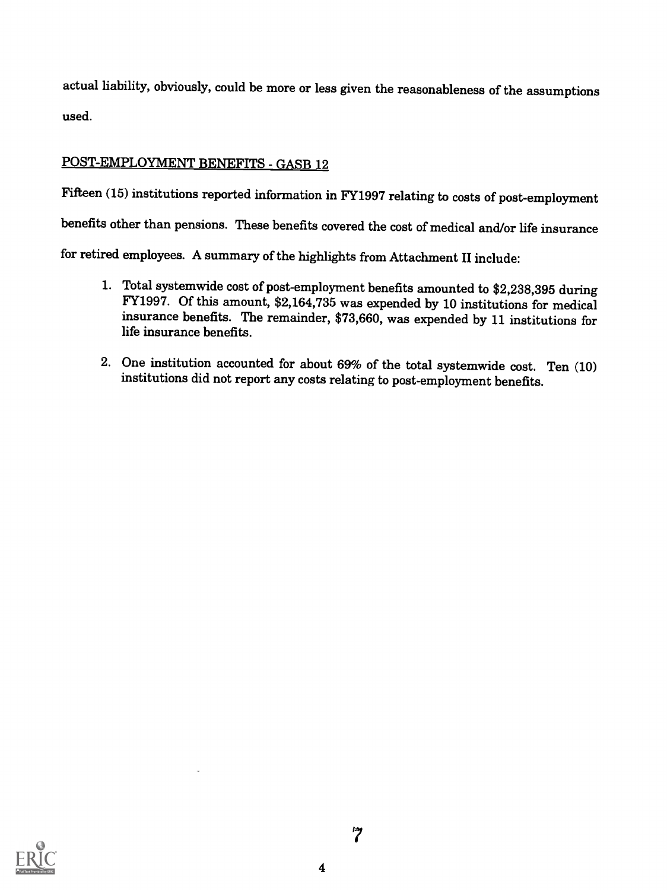actual liability, obviously, could be more or less given the reasonableness of the assumptions used.

## POST-EMPLOYMENT BENEFITS - GASB 12

Fifteen (15) institutions reported information in FY1997 relating to costs of post-employment benefits other than pensions. These benefits covered the cost of medical and/or life insurance for retired employees. A summary of the highlights from Attachment II include:

1. Total systemwide cost of post-employment benefits amounted to $2,238,395 during FY1997. Of this amount, $2,164,735 was expended by 10 institutions for medical insurance benefits. The remainder, $73,660, was expended by 11 institutions for life insurance benefits.

2. One institution accounted for about 69% of the total systemwide cost. Ten (10) institutions did not report any costs relating to post-employment benefits.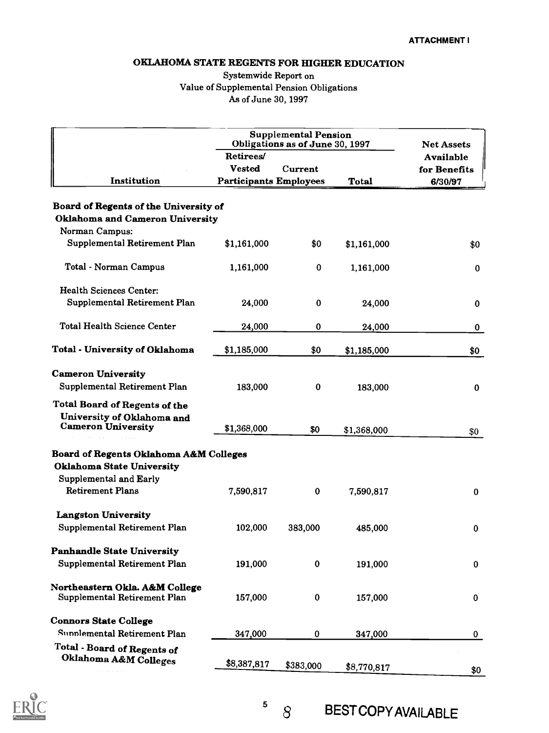**ATTACHMENT I**

# OKLAHOMA STATE REGENTS FOR HIGHER EDUCATION

Systemwide Report on
Value of Supplemental Pension Obligations
As of June 30, 1997

| Institution | Supplemental Pension Obligations as of June 30, 1997 | | | Net Assets Available for Benefits 6/30/97 |
|---|---|---|---|---|
| | Retirees/ Vested Participants | Current Employees | Total | |
| **Board of Regents of the University of Oklahoma and Cameron University** | | | | |
| Norman Campus: | | | | |
| Supplemental Retirement Plan | $1,161,000 | $0 | $1,161,000 | $0 |
| Total - Norman Campus | 1,161,000 | 0 | 1,161,000 | 0 |
| Health Sciences Center: | | | | |
| Supplemental Retirement Plan | 24,000 | 0 | 24,000 | 0 |
| Total Health Science Center | 24,000 | 0 | 24,000 | 0 |
| **Total - University of Oklahoma** | $1,185,000 | $0 | $1,185,000 | $0 |
| **Cameron University** | | | | |
| Supplemental Retirement Plan | 183,000 | 0 | 183,000 | 0 |
| **Total Board of Regents of the University of Oklahoma and Cameron University** | $1,368,000 | $0 | $1,368,000 | $0 |
| **Board of Regents Oklahoma A&M Colleges** | | | | |
| **Oklahoma State University** | | | | |
| Supplemental and Early Retirement Plans | 7,590,817 | 0 | 7,590,817 | 0 |
| **Langston University** | | | | |
| Supplemental Retirement Plan | 102,000 | 383,000 | 485,000 | 0 |
| **Panhandle State University** | | | | |
| Supplemental Retirement Plan | 191,000 | 0 | 191,000 | 0 |
| **Northeastern Okla. A&M College** | | | | |
| Supplemental Retirement Plan | 157,000 | 0 | 157,000 | 0 |
| **Connors State College** | | | | |
| Supplemental Retirement Plan | 347,000 | 0 | 347,000 | 0 |
| **Total - Board of Regents of Oklahoma A&M Colleges** | $8,387,817 | $383,000 | $8,770,817 | $0 |

BEST COPY AVAILABLE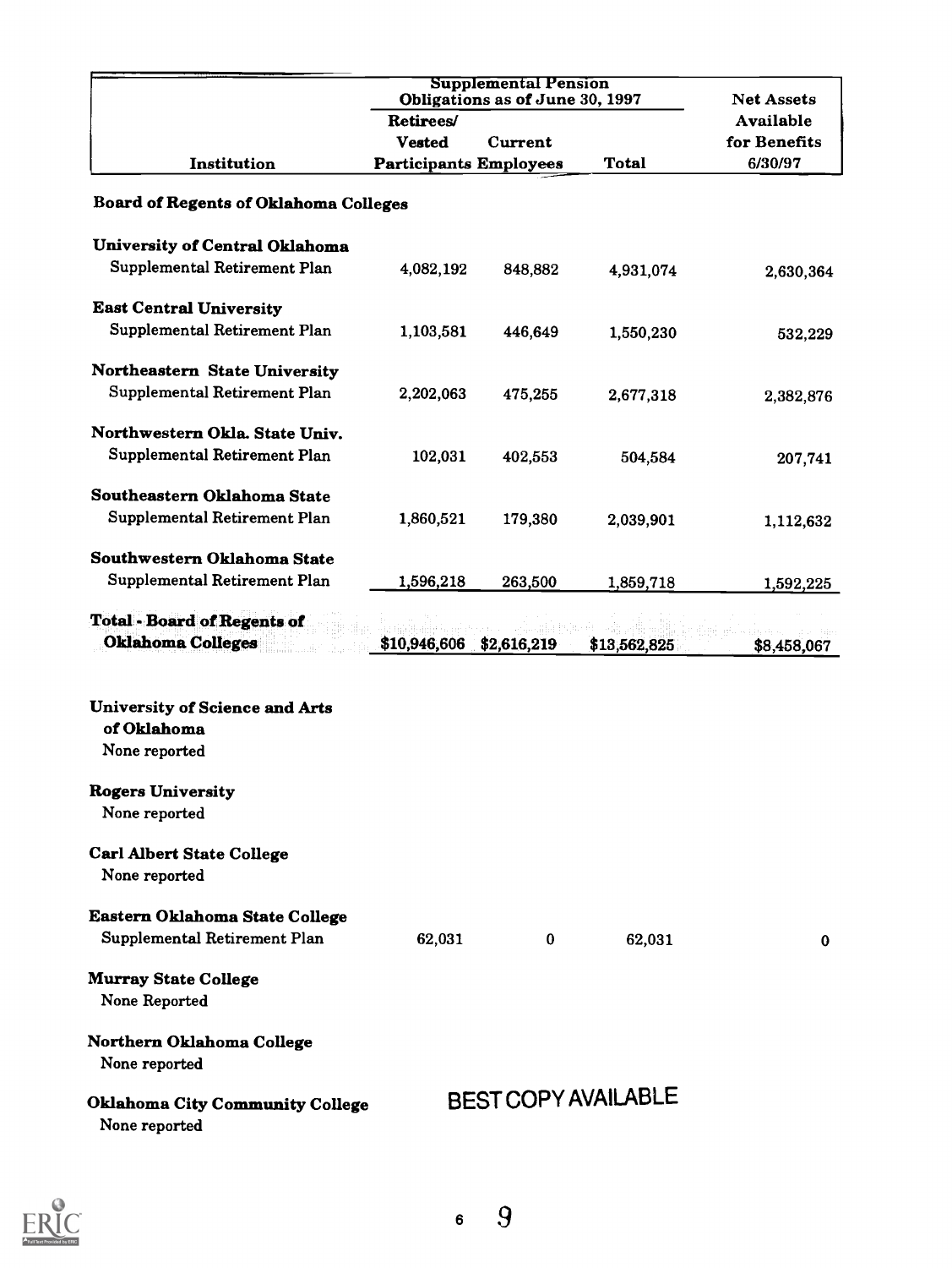| Institution | Supplemental Pension Obligations as of June 30, 1997 | | | Net Assets Available for Benefits 6/30/97 |
|---|---|---|---|---|
| | Retirees/ Vested Participants | Current Employees | Total | |
| **Board of Regents of Oklahoma Colleges** | | | | |
| **University of Central Oklahoma** | | | | |
| Supplemental Retirement Plan | 4,082,192 | 848,882 | 4,931,074 | 2,630,364 |
| **East Central University** | | | | |
| Supplemental Retirement Plan | 1,103,581 | 446,649 | 1,550,230 | 532,229 |
| **Northeastern State University** | | | | |
| Supplemental Retirement Plan | 2,202,063 | 475,255 | 2,677,318 | 2,382,876 |
| **Northwestern Okla. State Univ.** | | | | |
| Supplemental Retirement Plan | 102,031 | 402,553 | 504,584 | 207,741 |
| **Southeastern Oklahoma State** | | | | |
| Supplemental Retirement Plan | 1,860,521 | 179,380 | 2,039,901 | 1,112,632 |
| **Southwestern Oklahoma State** | | | | |
| Supplemental Retirement Plan | 1,596,218 | 263,500 | 1,859,718 | 1,592,225 |
| **Total - Board of Regents of Oklahoma Colleges** | $10,946,606 | $2,616,219 | $13,562,825 | $8,458,067 |
| **University of Science and Arts of Oklahoma** | | | | |
| None reported | | | | |
| **Rogers University** | | | | |
| None reported | | | | |
| **Carl Albert State College** | | | | |
| None reported | | | | |
| **Eastern Oklahoma State College** | | | | |
| Supplemental Retirement Plan | 62,031 | 0 | 62,031 | 0 |
| **Murray State College** | | | | |
| None Reported | | | | |
| **Northern Oklahoma College** | | | | |
| None reported | | | | |
| **Oklahoma City Community College** | | | | |
| None reported | | | | |

BEST COPY AVAILABLE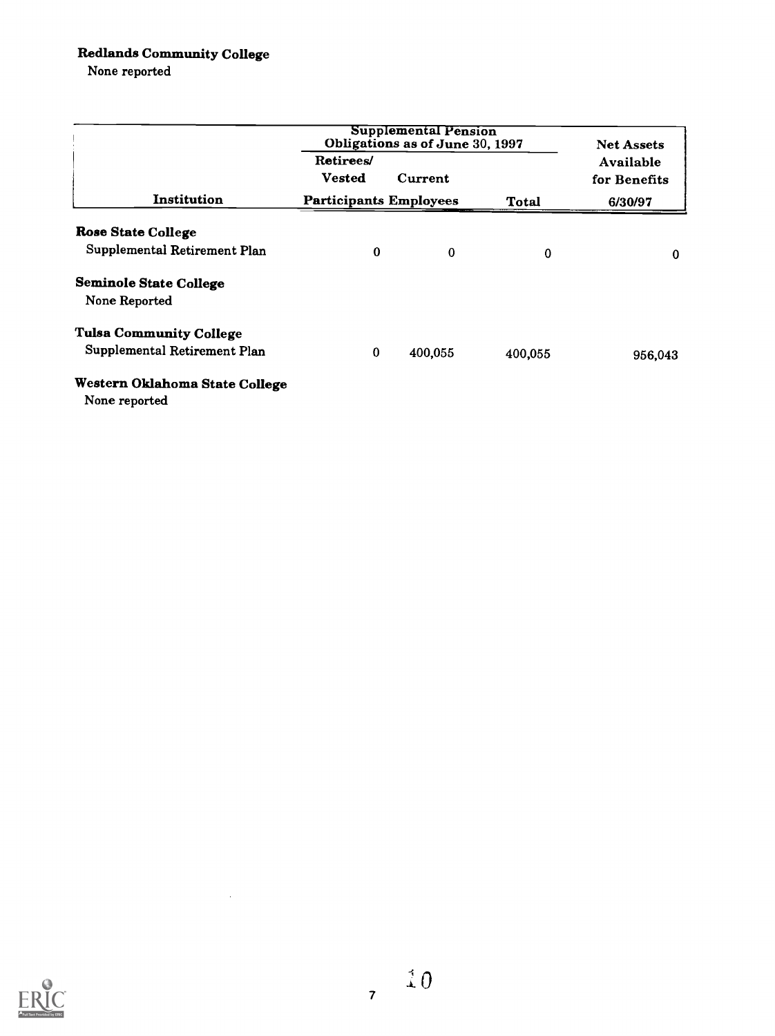**Redlands Community College**
None reported

| Institution | Supplemental Pension Obligations as of June 30, 1997 | | | Net Assets Available for Benefits 6/30/97 |
|---|---|---|---|---|
| | Retirees/ Vested Participants | Current Employees | Total | |
| **Rose State College** | | | | |
| Supplemental Retirement Plan | 0 | 0 | 0 | 0 |
| **Seminole State College** | | | | |
| None Reported | | | | |
| **Tulsa Community College** | | | | |
| Supplemental Retirement Plan | 0 | 400,055 | 400,055 | 956,043 |

**Western Oklahoma State College**
None reported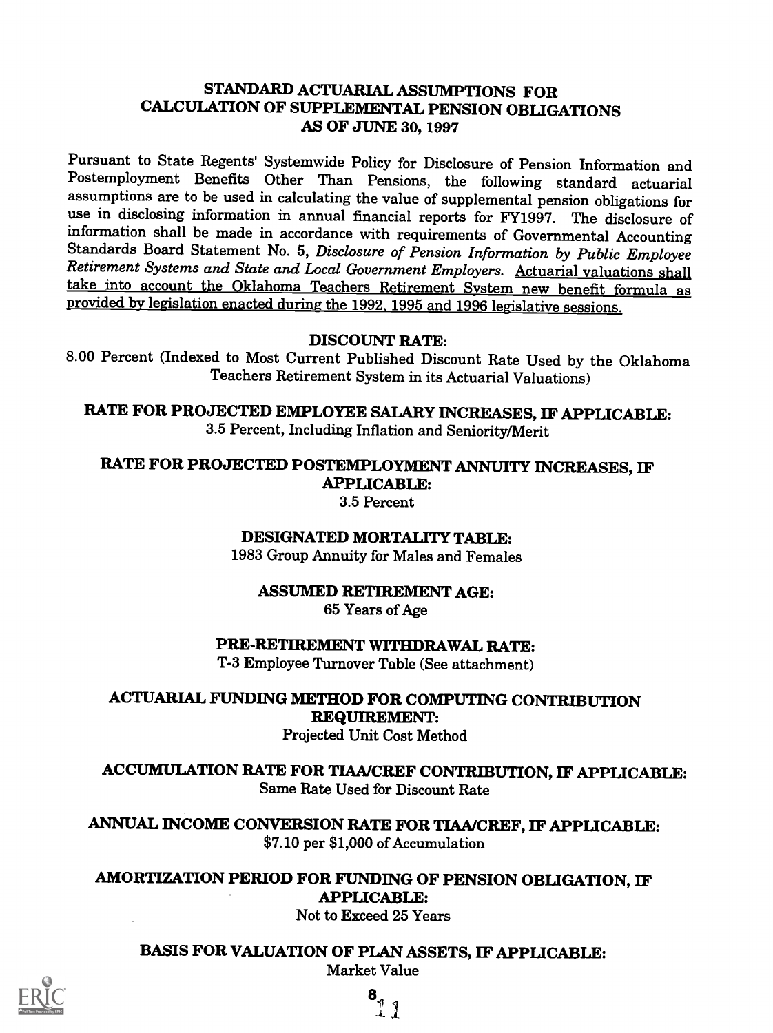# STANDARD ACTUARIAL ASSUMPTIONS FOR CALCULATION OF SUPPLEMENTAL PENSION OBLIGATIONS AS OF JUNE 30, 1997

Pursuant to State Regents' Systemwide Policy for Disclosure of Pension Information and Postemployment Benefits Other Than Pensions, the following standard actuarial assumptions are to be used in calculating the value of supplemental pension obligations for use in disclosing information in annual financial reports for FY1997. The disclosure of information shall be made in accordance with requirements of Governmental Accounting Standards Board Statement No. 5, *Disclosure of Pension Information by Public Employee Retirement Systems and State and Local Government Employers*. Actuarial valuations shall take into account the Oklahoma Teachers Retirement System new benefit formula as provided by legislation enacted during the 1992, 1995 and 1996 legislative sessions.

**DISCOUNT RATE:**
8.00 Percent (Indexed to Most Current Published Discount Rate Used by the Oklahoma Teachers Retirement System in its Actuarial Valuations)

**RATE FOR PROJECTED EMPLOYEE SALARY INCREASES, IF APPLICABLE:**
3.5 Percent, Including Inflation and Seniority/Merit

**RATE FOR PROJECTED POSTEMPLOYMENT ANNUITY INCREASES, IF APPLICABLE:**
3.5 Percent

**DESIGNATED MORTALITY TABLE:**
1983 Group Annuity for Males and Females

**ASSUMED RETIREMENT AGE:**
65 Years of Age

**PRE-RETIREMENT WITHDRAWAL RATE:**
T-3 Employee Turnover Table (See attachment)

**ACTUARIAL FUNDING METHOD FOR COMPUTING CONTRIBUTION REQUIREMENT:**
Projected Unit Cost Method

**ACCUMULATION RATE FOR TIAA/CREF CONTRIBUTION, IF APPLICABLE:**
Same Rate Used for Discount Rate

**ANNUAL INCOME CONVERSION RATE FOR TIAA/CREF, IF APPLICABLE:**
$7.10 per $1,000 of Accumulation

**AMORTIZATION PERIOD FOR FUNDING OF PENSION OBLIGATION, IF APPLICABLE:**
Not to Exceed 25 Years

**BASIS FOR VALUATION OF PLAN ASSETS, IF APPLICABLE:**
Market Value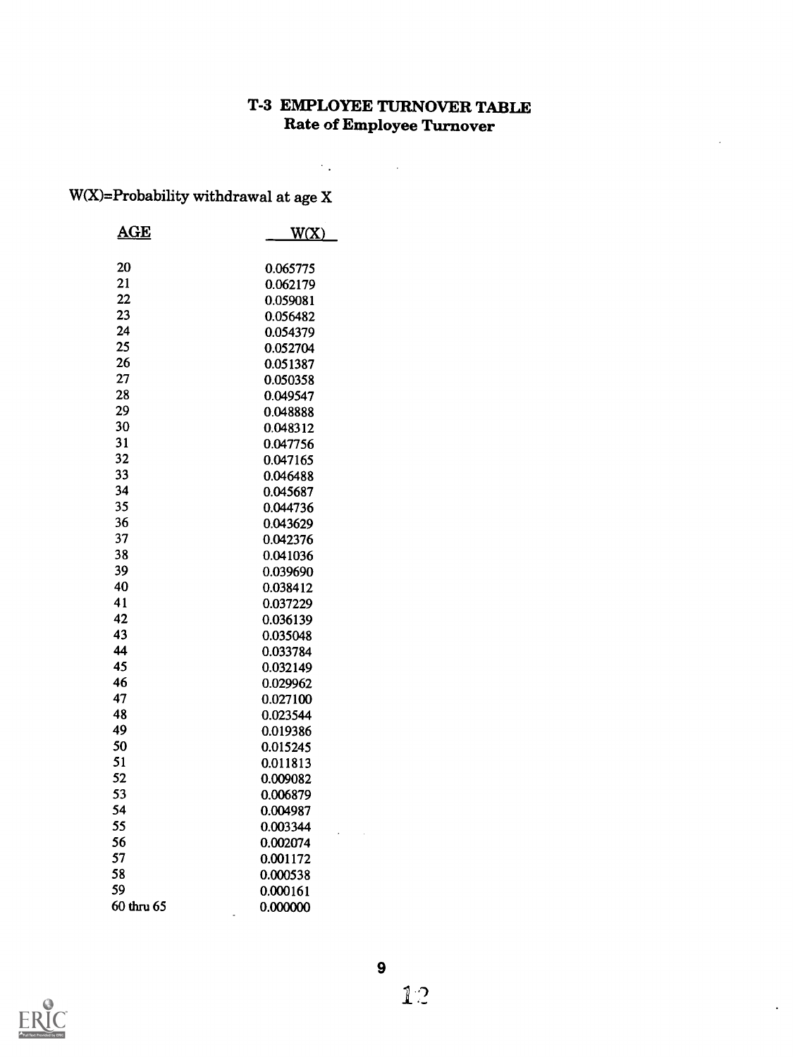# T-3 EMPLOYEE TURNOVER TABLE
## Rate of Employee Turnover

W(X)=Probability withdrawal at age X

| AGE | W(X) |
|---|---|
| 20 | 0.065775 |
| 21 | 0.062179 |
| 22 | 0.059081 |
| 23 | 0.056482 |
| 24 | 0.054379 |
| 25 | 0.052704 |
| 26 | 0.051387 |
| 27 | 0.050358 |
| 28 | 0.049547 |
| 29 | 0.048888 |
| 30 | 0.048312 |
| 31 | 0.047756 |
| 32 | 0.047165 |
| 33 | 0.046488 |
| 34 | 0.045687 |
| 35 | 0.044736 |
| 36 | 0.043629 |
| 37 | 0.042376 |
| 38 | 0.041036 |
| 39 | 0.039690 |
| 40 | 0.038412 |
| 41 | 0.037229 |
| 42 | 0.036139 |
| 43 | 0.035048 |
| 44 | 0.033784 |
| 45 | 0.032149 |
| 46 | 0.029962 |
| 47 | 0.027100 |
| 48 | 0.023544 |
| 49 | 0.019386 |
| 50 | 0.015245 |
| 51 | 0.011813 |
| 52 | 0.009082 |
| 53 | 0.006879 |
| 54 | 0.004987 |
| 55 | 0.003344 |
| 56 | 0.002074 |
| 57 | 0.001172 |
| 58 | 0.000538 |
| 59 | 0.000161 |
| 60 thru 65 | 0.000000 |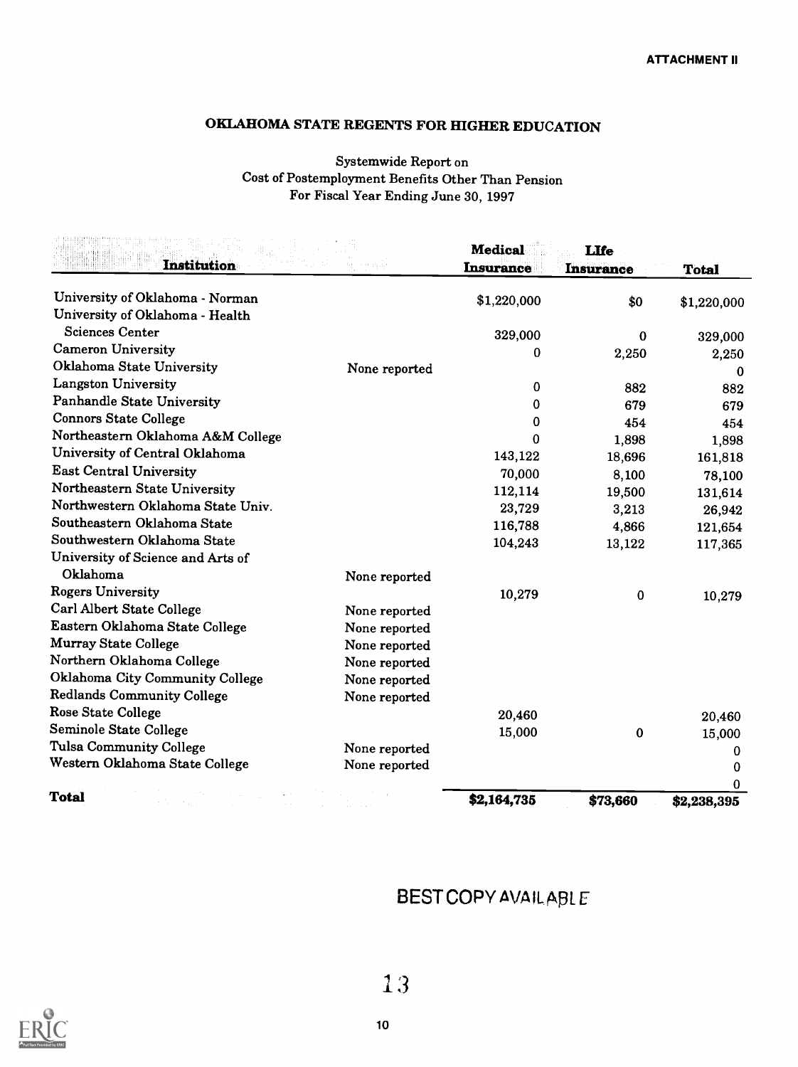ATTACHMENT II

# OKLAHOMA STATE REGENTS FOR HIGHER EDUCATION

Systemwide Report on
Cost of Postemployment Benefits Other Than Pension
For Fiscal Year Ending June 30, 1997

| Institution | | Medical Insurance | LIfe Insurance | Total |
|---|---|---|---|---|
| University of Oklahoma - Norman | | $1,220,000 | $0 | $1,220,000 |
| University of Oklahoma - Health Sciences Center | | 329,000 | 0 | 329,000 |
| Cameron University | | 0 | 2,250 | 2,250 |
| Oklahoma State University | None reported | | | 0 |
| Langston University | | 0 | 882 | 882 |
| Panhandle State University | | 0 | 679 | 679 |
| Connors State College | | 0 | 454 | 454 |
| Northeastern Oklahoma A&M College | | 0 | 1,898 | 1,898 |
| University of Central Oklahoma | | 143,122 | 18,696 | 161,818 |
| East Central University | | 70,000 | 8,100 | 78,100 |
| Northeastern State University | | 112,114 | 19,500 | 131,614 |
| Northwestern Oklahoma State Univ. | | 23,729 | 3,213 | 26,942 |
| Southeastern Oklahoma State | | 116,788 | 4,866 | 121,654 |
| Southwestern Oklahoma State | | 104,243 | 13,122 | 117,365 |
| University of Science and Arts of Oklahoma | None reported | | | |
| Rogers University | | 10,279 | 0 | 10,279 |
| Carl Albert State College | None reported | | | |
| Eastern Oklahoma State College | None reported | | | |
| Murray State College | None reported | | | |
| Northern Oklahoma College | None reported | | | |
| Oklahoma City Community College | None reported | | | |
| Redlands Community College | None reported | | | |
| Rose State College | | 20,460 | | 20,460 |
| Seminole State College | | 15,000 | 0 | 15,000 |
| Tulsa Community College | None reported | | | 0 |
| Western Oklahoma State College | None reported | | | 0 |
| | | | | 0 |
| **Total** | | **$2,164,735** | **$73,660** | **$2,238,395** |

BEST COPY AVAILABLE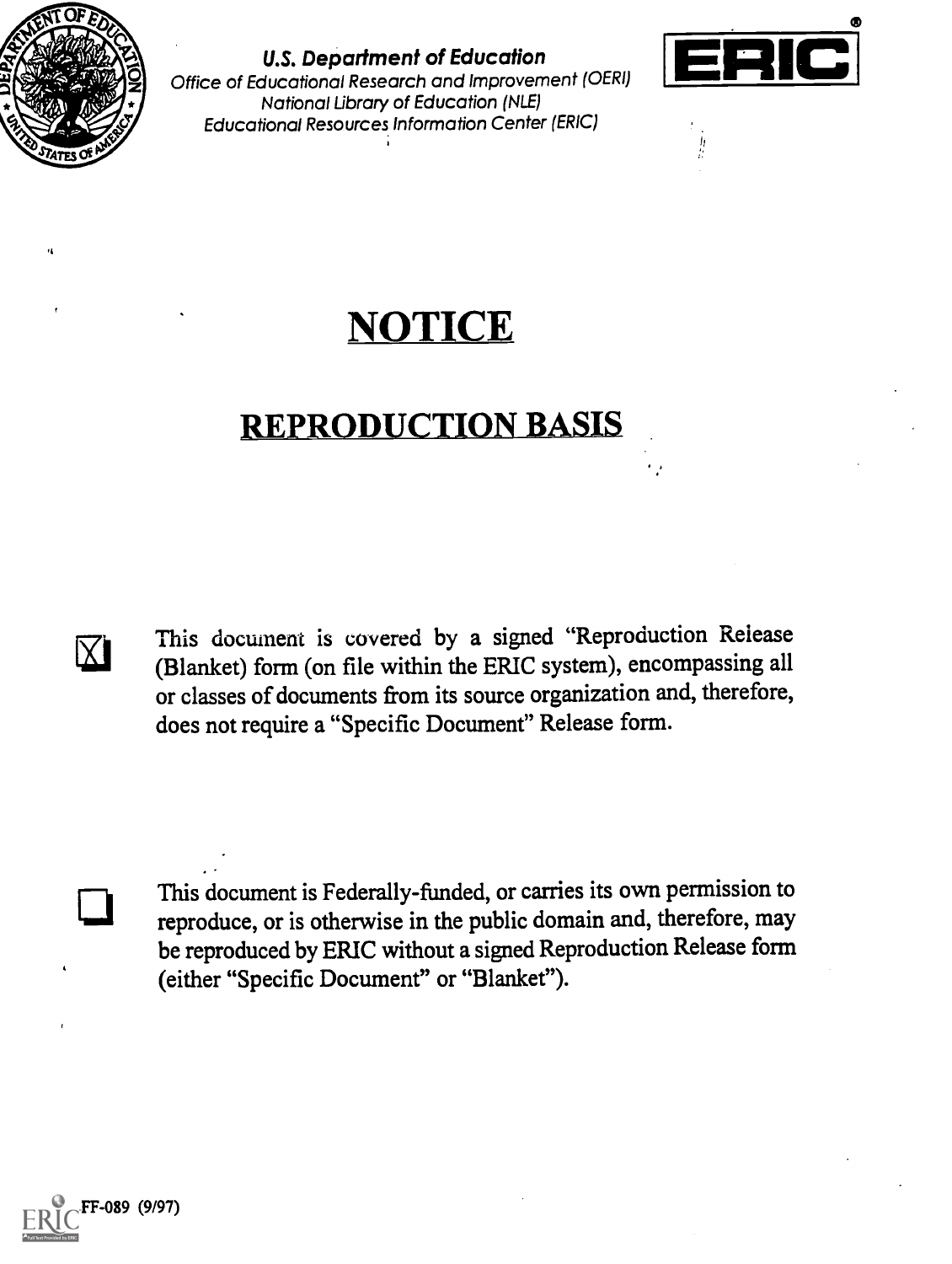*U.S. Department of Education*
*Office of Educational Research and Improvement (OERI)*
*National Library of Education (NLE)*
*Educational Resources Information Center (ERIC)*

ERIC®

# NOTICE

## REPRODUCTION BASIS

☒ This document is covered by a signed "Reproduction Release (Blanket) form (on file within the ERIC system), encompassing all or classes of documents from its source organization and, therefore, does not require a "Specific Document" Release form.

☐ This document is Federally-funded, or carries its own permission to reproduce, or is otherwise in the public domain and, therefore, may be reproduced by ERIC without a signed Reproduction Release form (either "Specific Document" or "Blanket").

FF-089 (9/97)